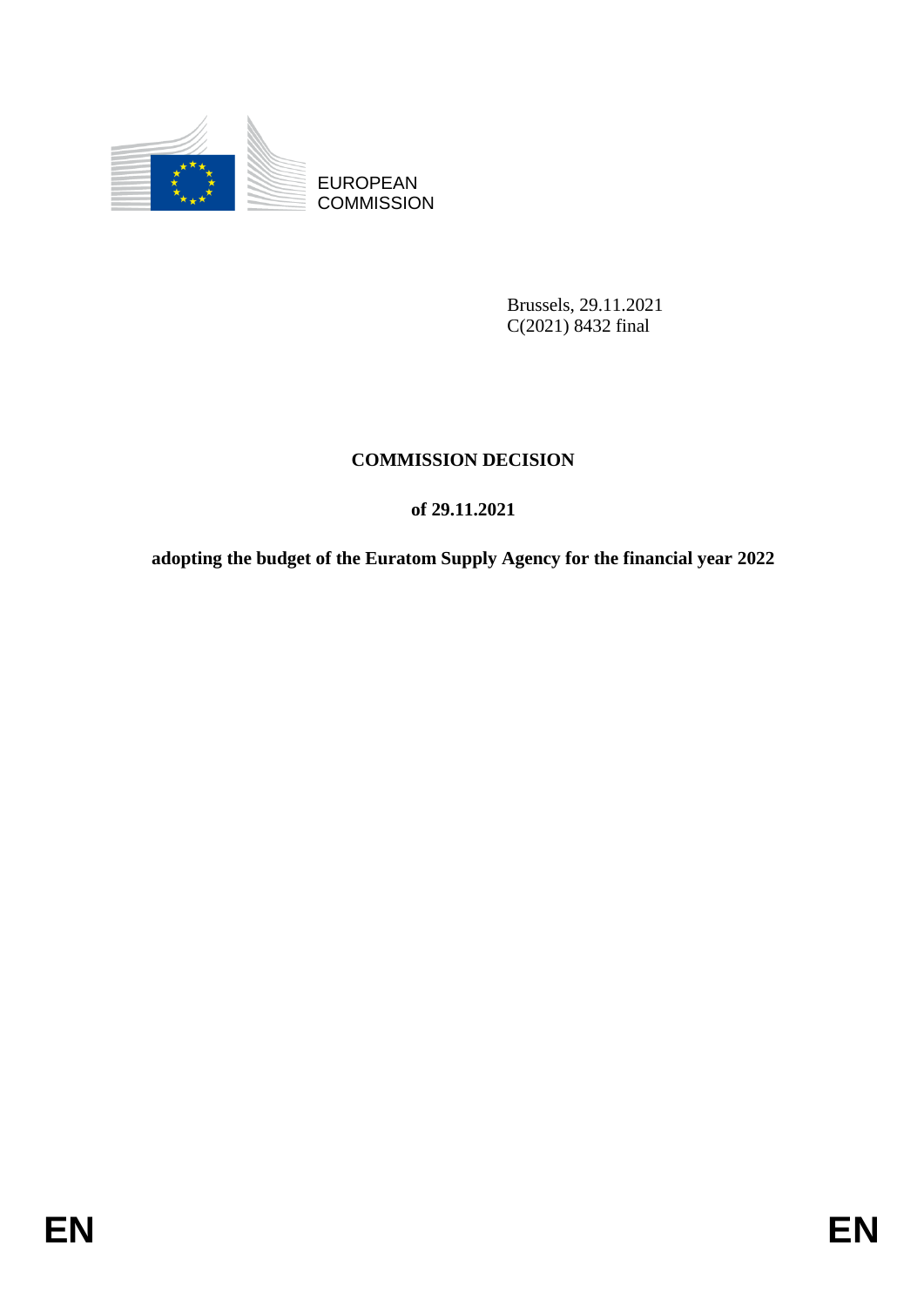EUROPEAN
COMMISSION

Brussels, 29.11.2021
C(2021) 8432 final

# COMMISSION DECISION

## of 29.11.2021

## adopting the budget of the Euratom Supply Agency for the financial year 2022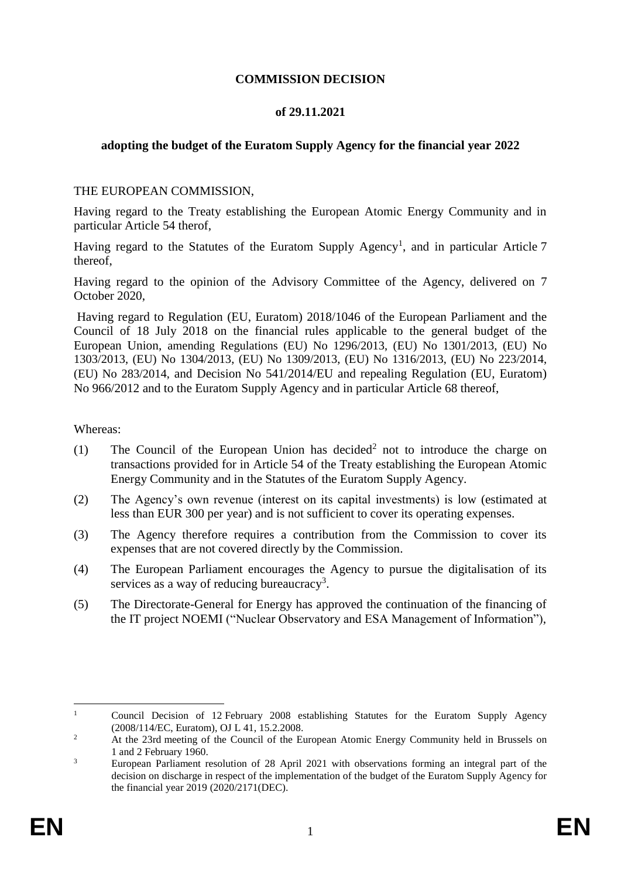**COMMISSION DECISION**

**of 29.11.2021**

**adopting the budget of the Euratom Supply Agency for the financial year 2022**

THE EUROPEAN COMMISSION,

Having regard to the Treaty establishing the European Atomic Energy Community and in particular Article 54 therof,

Having regard to the Statutes of the Euratom Supply Agency[1], and in particular Article 7 thereof,

Having regard to the opinion of the Advisory Committee of the Agency, delivered on 7 October 2020,

Having regard to Regulation (EU, Euratom) 2018/1046 of the European Parliament and the Council of 18 July 2018 on the financial rules applicable to the general budget of the European Union, amending Regulations (EU) No 1296/2013, (EU) No 1301/2013, (EU) No 1303/2013, (EU) No 1304/2013, (EU) No 1309/2013, (EU) No 1316/2013, (EU) No 223/2014, (EU) No 283/2014, and Decision No 541/2014/EU and repealing Regulation (EU, Euratom) No 966/2012 and to the Euratom Supply Agency and in particular Article 68 thereof,

Whereas:

(1) The Council of the European Union has decided[2] not to introduce the charge on transactions provided for in Article 54 of the Treaty establishing the European Atomic Energy Community and in the Statutes of the Euratom Supply Agency.

(2) The Agency's own revenue (interest on its capital investments) is low (estimated at less than EUR 300 per year) and is not sufficient to cover its operating expenses.

(3) The Agency therefore requires a contribution from the Commission to cover its expenses that are not covered directly by the Commission.

(4) The European Parliament encourages the Agency to pursue the digitalisation of its services as a way of reducing bureaucracy[3].

(5) The Directorate-General for Energy has approved the continuation of the financing of the IT project NOEMI ("Nuclear Observatory and ESA Management of Information"),

---

[1] Council Decision of 12 February 2008 establishing Statutes for the Euratom Supply Agency (2008/114/EC, Euratom), OJ L 41, 15.2.2008.

[2] At the 23rd meeting of the Council of the European Atomic Energy Community held in Brussels on 1 and 2 February 1960.

[3] European Parliament resolution of 28 April 2021 with observations forming an integral part of the decision on discharge in respect of the implementation of the budget of the Euratom Supply Agency for the financial year 2019 (2020/2171(DEC).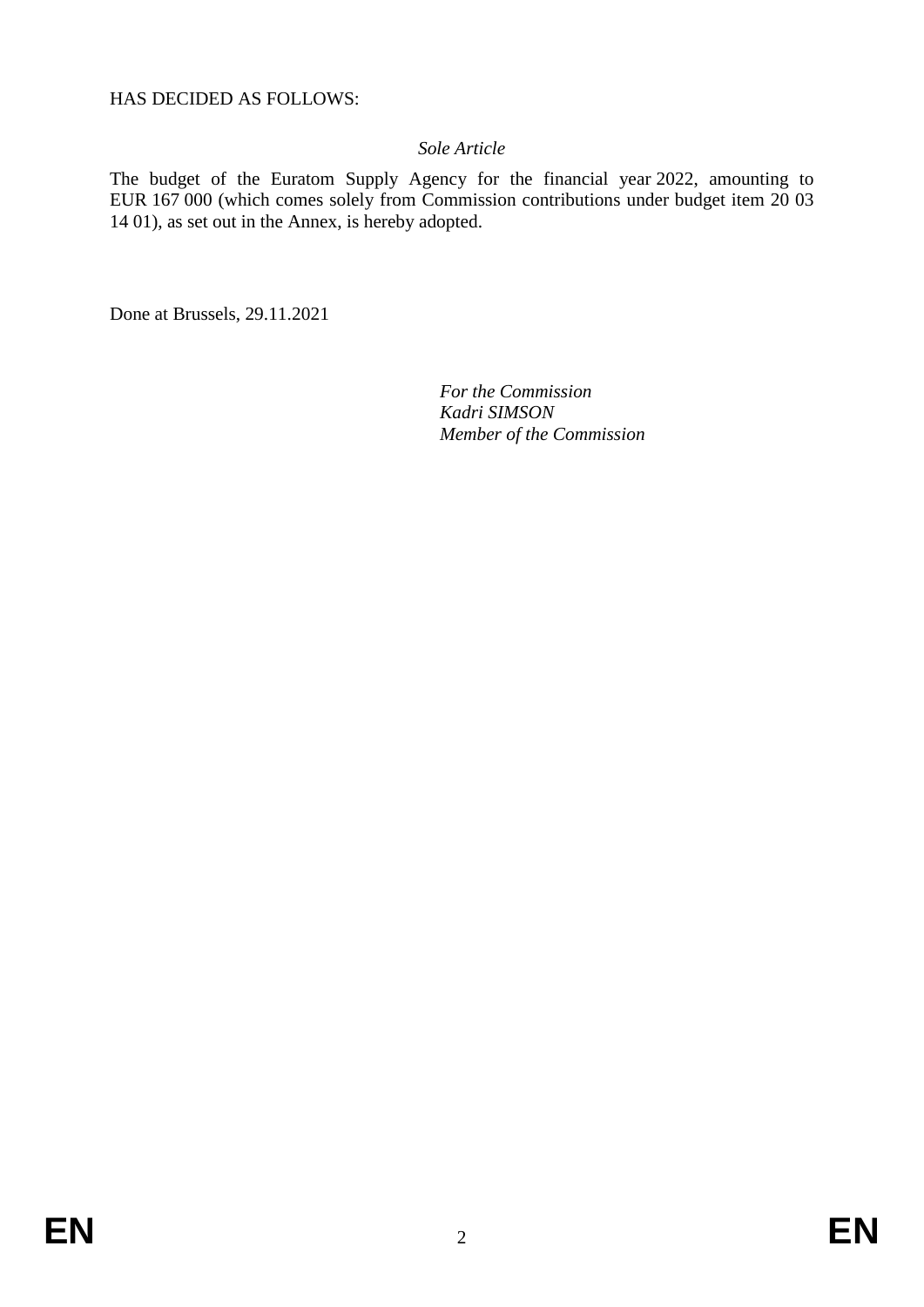HAS DECIDED AS FOLLOWS:

*Sole Article*

The budget of the Euratom Supply Agency for the financial year 2022, amounting to EUR 167 000 (which comes solely from Commission contributions under budget item 20 03 14 01), as set out in the Annex, is hereby adopted.

Done at Brussels, 29.11.2021

*For the Commission*
*Kadri SIMSON*
*Member of the Commission*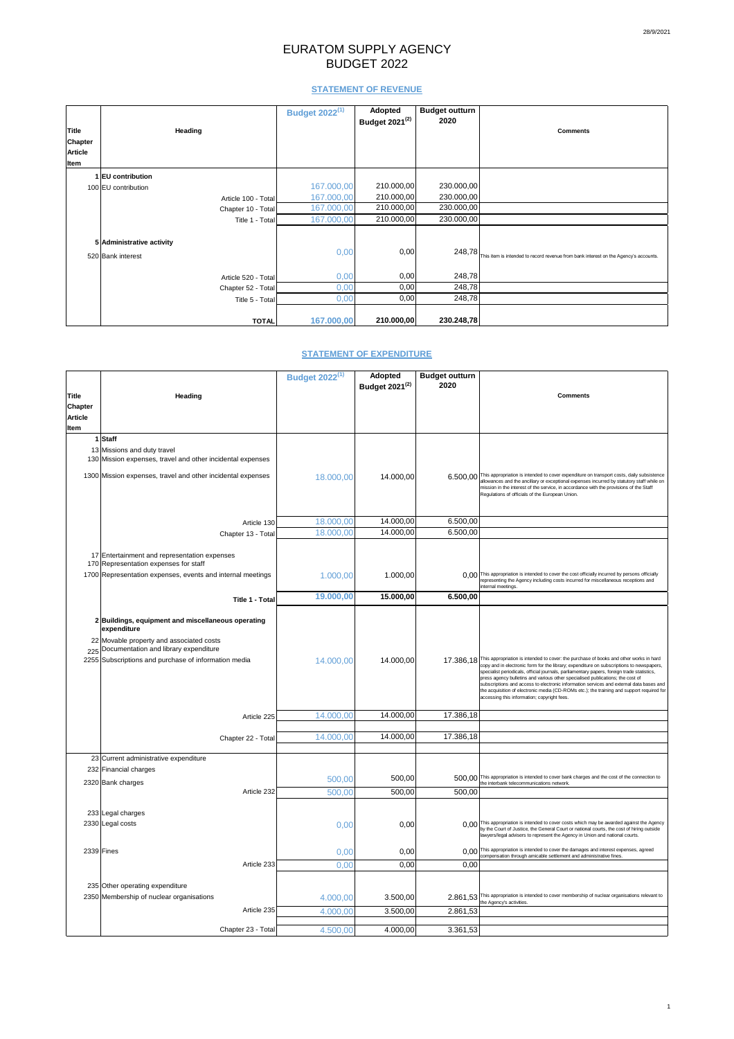# EURATOM SUPPLY AGENCY
# BUDGET 2022

## STATEMENT OF REVENUE

| Title Chapter Article Item | Heading | Budget 2022[1] | Adopted Budget 2021[2] | Budget outturn 2020 | Comments |
|---|---|---|---|---|---|
| 1 | **EU contribution** | | | | |
| 100 | EU contribution | 167.000,00 | 210.000,00 | 230.000,00 | |
| | Article 100 - Total | 167.000,00 | 210.000,00 | 230.000,00 | |
| | Chapter 10 - Total | 167.000,00 | 210.000,00 | 230.000,00 | |
| | Title 1 - Total | 167.000,00 | 210.000,00 | 230.000,00 | |
| 5 | **Administrative activity** | | | | |
| 520 | Bank interest | 0,00 | 0,00 | 248,78 | This item is intended to record revenue from bank interest on the Agency's accounts. |
| | Article 520 - Total | 0,00 | 0,00 | 248,78 | |
| | Chapter 52 - Total | 0,00 | 0,00 | 248,78 | |
| | Title 5 - Total | 0,00 | 0,00 | 248,78 | |
| | **TOTAL** | **167.000,00** | **210.000,00** | **230.248,78** | |

## STATEMENT OF EXPENDITURE

| Title Chapter Article Item | Heading | Budget 2022[1] | Adopted Budget 2021[2] | Budget outturn 2020 | Comments |
|---|---|---|---|---|---|
| 1 | **Staff** | | | | |
| 13 | Missions and duty travel | | | | |
| 130 | Mission expenses, travel and other incidental expenses | | | | |
| 1300 | Mission expenses, travel and other incidental expenses | 18.000,00 | 14.000,00 | 6.500,00 | This appropriation is intended to cover expenditure on transport costs, daily subsistence allowances and the ancillary or exceptional expenses incurred by statutory staff while on mission in the interest of the service, in accordance with the provisions of the Staff Regulations of officials of the European Union. |
| | Article 130 | 18.000,00 | 14.000,00 | 6.500,00 | |
| | Chapter 13 - Total | 18.000,00 | 14.000,00 | 6.500,00 | |
| 17 | Entertainment and representation expenses | | | | |
| 170 | Representation expenses for staff | | | | |
| 1700 | Representation expenses, events and internal meetings | 1.000,00 | 1.000,00 | 0,00 | This appropriation is intended to cover the cost officially incurred by persons officially representing the Agency including costs incurred for miscellaneous receptions and internal meetings. |
| | **Title 1 - Total** | **19.000,00** | **15.000,00** | **6.500,00** | |
| 2 | **Buildings, equipment and miscellaneous operating expenditure** | | | | |
| 22 | Movable property and associated costs | | | | |
| 225 | Documentation and library expenditure | | | | |
| 2255 | Subscriptions and purchase of information media | 14.000,00 | 14.000,00 | 17.386,18 | This appropriation is intended to cover: the purchase of books and other works in hard copy and in electronic form for the library; expenditure on subscriptions to newspapers, specialist periodicals, official journals, parliamentary papers, foreign trade statistics, press agency bulletins and various other specialised publications; the cost of subscriptions and access to electronic information services and external data bases and the acquisition of electronic media (CD-ROMs etc.); the training and support required for accessing this information; copyright fees. |
| | Article 225 | 14.000,00 | 14.000,00 | 17.386,18 | |
| | Chapter 22 - Total | 14.000,00 | 14.000,00 | 17.386,18 | |
| 23 | Current administrative expenditure | | | | |
| 232 | Financial charges | | | | |
| 2320 | Bank charges | 500,00 | 500,00 | 500,00 | This appropriation is intended to cover bank charges and the cost of the connection to the interbank telecommunications network. |
| | Article 232 | 500,00 | 500,00 | 500,00 | |
| 233 | Legal charges | | | | |
| 2330 | Legal costs | 0,00 | 0,00 | 0,00 | This appropriation is intended to cover costs which may be awarded against the Agency by the Court of Justice, the General Court or national courts, the cost of hiring outside lawyers/legal advisers to represent the Agency in Union and national courts. |
| 2339 | Fines | 0,00 | 0,00 | 0,00 | This appropriation is intended to cover the damages and interest expenses, agreed compensation through amicable settlement and administrative fines. |
| | Article 233 | 0,00 | 0,00 | 0,00 | |
| 235 | Other operating expenditure | | | | |
| 2350 | Membership of nuclear organisations | 4.000,00 | 3.500,00 | 2.861,53 | This appropriation is intended to cover membership of nuclear organisations relevant to the Agency's activities. |
| | Article 235 | 4.000,00 | 3.500,00 | 2.861,53 | |
| | Chapter 23 - Total | 4.500,00 | 4.000,00 | 3.361,53 | |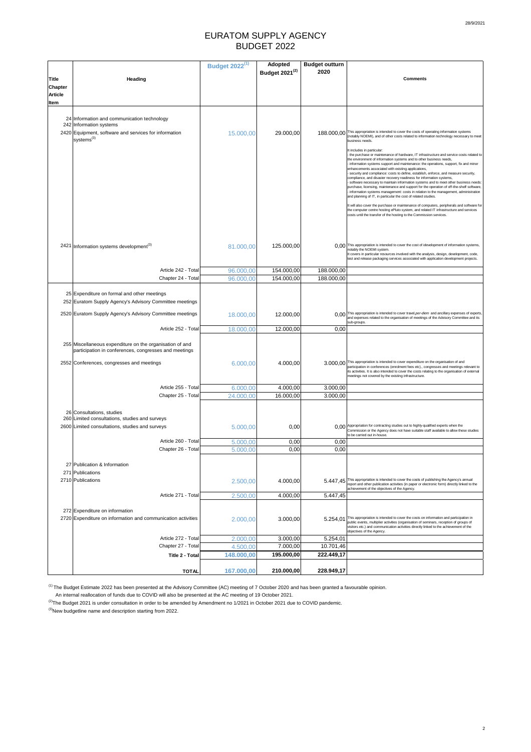# EURATOM SUPPLY AGENCY
## BUDGET 2022

| Title Chapter Article Item | Heading | Budget 2022[1] | Adopted Budget 2021[2] | Budget outturn 2020 | Comments |
|---|---|---|---|---|---|
| 24 | Information and communication technology | | | | |
| 242 | Information systems | | | | |
| 2420 | Equipment, software and services for information systems[3] | 15.000,00 | 29.000,00 | 188.000,00 | This appropriation is intended to cover the costs of operating information systems (notably NOEMI), and of other costs related to information technology necessary to meet business needs. It includes in particular: - the purchase or maintenance of hardware, IT infrastructure and service costs related to the environment of information systems and to other business needs, - information systems support and maintenance: the operations, support, fix and minor enhancements associated with existing applications, - security and compliance: costs to define, establish, enforce, and measure security, compliance, and disaster recovery readiness for information systems, - software necessary to maintain information systems and to meet other business needs: purchase, licensing, maintenance and support for the operation of off-the-shelf software, - information systems management: costs in relation to the management, administration and planning of IT, in particular the cost of related studies. It will also cover the purchase or maintenance of computers, peripherals and software for the computer centre hosting ePluto system, and related IT infrastructure and services costs until the transfer of the hosting to the Commission services. |
| 2421 | Information systems development[3] | 81.000,00 | 125.000,00 | 0,00 | This appropriation is intended to cover the cost of idevelopment of information systems, notably the NOEMI system. It covers in particular resources involved with the analysis, design, development, code, test and release packaging services associated with application development projects. |
| | Article 242 - Total | 96.000,00 | 154.000,00 | 188.000,00 | |
| | Chapter 24 - Total | 96.000,00 | 154.000,00 | 188.000,00 | |
| 25 | Expenditure on formal and other meetings | | | | |
| 252 | Euratom Supply Agency's Advisory Committee meetings | | | | |
| 2520 | Euratom Supply Agency's Advisory Committee meetings | 18.000,00 | 12.000,00 | 0,00 | This appropriation is intended to cover travel,*per-diem* and ancillary expenses of experts, and expenses related to the organisation of meetings of the Advisory Committee and its sub-groups. |
| | Article 252 - Total | 18.000,00 | 12.000,00 | 0,00 | |
| 255 | Miscellaneous expenditure on the organisation of and participation in conferences, congresses and meetings | | | | |
| 2552 | Conferences, congresses and meetings | 6.000,00 | 4.000,00 | 3.000,00 | This appropriation is intended to cover expenditure on the organisation of and participation in conferences (enrolment fees etc)., congresses and meetings relevant to its activities. It is also intended to cover the costs relating to the organisation of external meetings not covered by the existing infrastructure. |
| | Article 255 - Total | 6.000,00 | 4.000,00 | 3.000,00 | |
| | Chapter 25 - Total | 24.000,00 | 16.000,00 | 3.000,00 | |
| 26 | Consultations, studies | | | | |
| 260 | Limited consultations, studies and surveys | | | | |
| 2600 | Limited consultations, studies and surveys | 5.000,00 | 0,00 | 0,00 | Appropriation for contracting studies out to highly-qualified experts when the Commission or the Agency does not have suitable staff available to allow these studies to be carried out in-house. |
| | Article 260 - Total | 5.000,00 | 0,00 | 0,00 | |
| | Chapter 26 - Total | 5.000,00 | 0,00 | 0,00 | |
| 27 | Publication & Information | | | | |
| 271 | Publications | | | | |
| 2710 | Publications | 2.500,00 | 4.000,00 | 5.447,45 | This appropriation is intended to cover the costs of publishing the Agency's annual report and other publication activities (in paper or electronic form) directly linked to the achievement of the objectives of the Agency. |
| | Article 271 - Total | 2.500,00 | 4.000,00 | 5.447,45 | |
| 272 | Expenditure on information | | | | |
| 2720 | Expenditure on information and communication activities | 2.000,00 | 3.000,00 | 5.254,01 | This appropriation is intended to cover the costs on information and participation in public events, multiplier activities (organisation of seminars, reception of groups of visitors etc.) and communication activities directly linked to the achievement of the objectives of the Agency. |
| | Article 272 - Total | 2.000,00 | 3.000,00 | 5.254,01 | |
| | Chapter 27 - Total | 4.500,00 | 7.000,00 | 10.701,46 | |
| | **Title 2 - Total** | **148.000,00** | **195.000,00** | **222.449,17** | |
| | **TOTAL** | **167.000,00** | **210.000,00** | **228.949,17** | |

[1] The Budget Estimate 2022 has been presented at the Advisory Committee (AC) meeting of 7 October 2020 and has been granted a favourable opinion.
An internal reallocation of funds due to COVID will also be presented at the AC meeting of 19 October 2021.

[2] The Budget 2021 is under consultation in order to be amended by Amendment no 1/2021 in October 2021 due to COVID pandemic.

[3] New budgetline name and description starting from 2022.